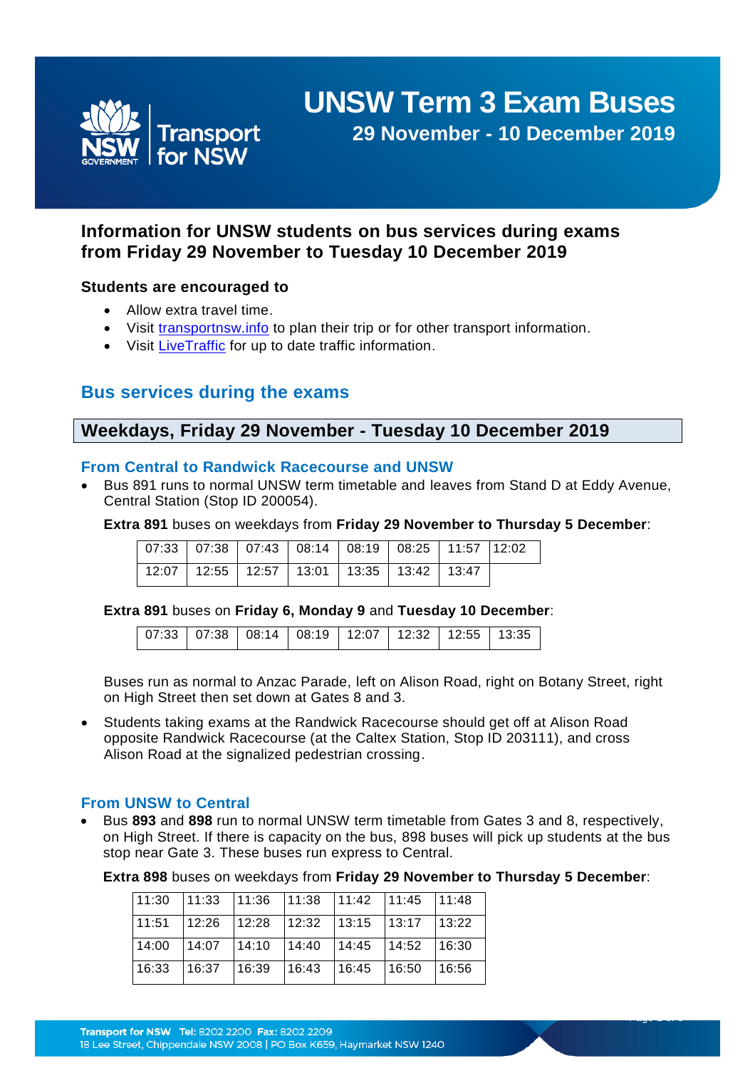# UNSW Term 3 Exam Buses

## 29 November - 10 December 2019

### Information for UNSW students on bus services during exams from Friday 29 November to Tuesday 10 December 2019

**Students are encouraged to**

- Allow extra travel time.
- Visit transportnsw.info to plan their trip or for other transport information.
- Visit LiveTraffic for up to date traffic information.

## Bus services during the exams

### Weekdays, Friday 29 November - Tuesday 10 December 2019

#### From Central to Randwick Racecourse and UNSW

- Bus 891 runs to normal UNSW term timetable and leaves from Stand D at Eddy Avenue, Central Station (Stop ID 200054).

**Extra 891** buses on weekdays from **Friday 29 November to Thursday 5 December**:

| | | | | | | | |
|---|---|---|---|---|---|---|---|
| 07:33 | 07:38 | 07:43 | 08:14 | 08:19 | 08:25 | 11:57 | 12:02 |
| 12:07 | 12:55 | 12:57 | 13:01 | 13:35 | 13:42 | 13:47 | |

**Extra 891** buses on **Friday 6, Monday 9** and **Tuesday 10 December**:

| | | | | | | | |
|---|---|---|---|---|---|---|---|
| 07:33 | 07:38 | 08:14 | 08:19 | 12:07 | 12:32 | 12:55 | 13:35 |

Buses run as normal to Anzac Parade, left on Alison Road, right on Botany Street, right on High Street then set down at Gates 8 and 3.

- Students taking exams at the Randwick Racecourse should get off at Alison Road opposite Randwick Racecourse (at the Caltex Station, Stop ID 203111), and cross Alison Road at the signalized pedestrian crossing.

#### From UNSW to Central

- Bus **893** and **898** run to normal UNSW term timetable from Gates 3 and 8, respectively, on High Street. If there is capacity on the bus, 898 buses will pick up students at the bus stop near Gate 3. These buses run express to Central.

**Extra 898** buses on weekdays from **Friday 29 November to Thursday 5 December**:

| | | | | | | |
|---|---|---|---|---|---|---|
| 11:30 | 11:33 | 11:36 | 11:38 | 11:42 | 11:45 | 11:48 |
| 11:51 | 12:26 | 12:28 | 12:32 | 13:15 | 13:17 | 13:22 |
| 14:00 | 14:07 | 14:10 | 14:40 | 14:45 | 14:52 | 16:30 |
| 16:33 | 16:37 | 16:39 | 16:43 | 16:45 | 16:50 | 16:56 |

**Transport for NSW** Tel: 8202 2200 Fax: 8202 2209
18 Lee Street, Chippendale NSW 2008 | PO Box K659, Haymarket NSW 1240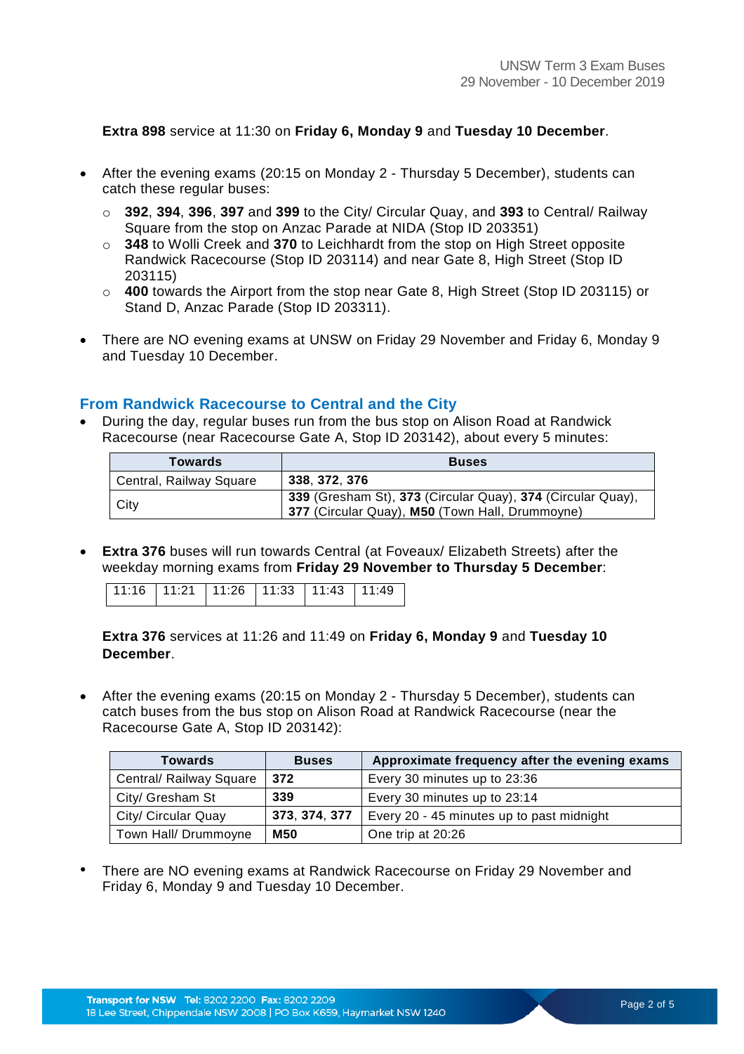**Extra 898** service at 11:30 on **Friday 6, Monday 9** and **Tuesday 10 December**.

- After the evening exams (20:15 on Monday 2 - Thursday 5 December), students can catch these regular buses:
  - **392**, **394**, **396**, **397** and **399** to the City/ Circular Quay, and **393** to Central/ Railway Square from the stop on Anzac Parade at NIDA (Stop ID 203351)
  - **348** to Wolli Creek and **370** to Leichhardt from the stop on High Street opposite Randwick Racecourse (Stop ID 203114) and near Gate 8, High Street (Stop ID 203115)
  - **400** towards the Airport from the stop near Gate 8, High Street (Stop ID 203115) or Stand D, Anzac Parade (Stop ID 203311).
- There are NO evening exams at UNSW on Friday 29 November and Friday 6, Monday 9 and Tuesday 10 December.

## From Randwick Racecourse to Central and the City

- During the day, regular buses run from the bus stop on Alison Road at Randwick Racecourse (near Racecourse Gate A, Stop ID 203142), about every 5 minutes:

| Towards | Buses |
|---|---|
| Central, Railway Square | **338**, **372**, **376** |
| City | **339** (Gresham St), **373** (Circular Quay), **374** (Circular Quay), **377** (Circular Quay), **M50** (Town Hall, Drummoyne) |

- **Extra 376** buses will run towards Central (at Foveaux/ Elizabeth Streets) after the weekday morning exams from **Friday 29 November to Thursday 5 December**:

| 11:16 | 11:21 | 11:26 | 11:33 | 11:43 | 11:49 |
|---|---|---|---|---|---|

**Extra 376** services at 11:26 and 11:49 on **Friday 6, Monday 9** and **Tuesday 10 December**.

- After the evening exams (20:15 on Monday 2 - Thursday 5 December), students can catch buses from the bus stop on Alison Road at Randwick Racecourse (near the Racecourse Gate A, Stop ID 203142):

| Towards | Buses | Approximate frequency after the evening exams |
|---|---|---|
| Central/ Railway Square | **372** | Every 30 minutes up to 23:36 |
| City/ Gresham St | **339** | Every 30 minutes up to 23:14 |
| City/ Circular Quay | **373**, **374**, **377** | Every 20 - 45 minutes up to past midnight |
| Town Hall/ Drummoyne | **M50** | One trip at 20:26 |

- There are NO evening exams at Randwick Racecourse on Friday 29 November and Friday 6, Monday 9 and Tuesday 10 December.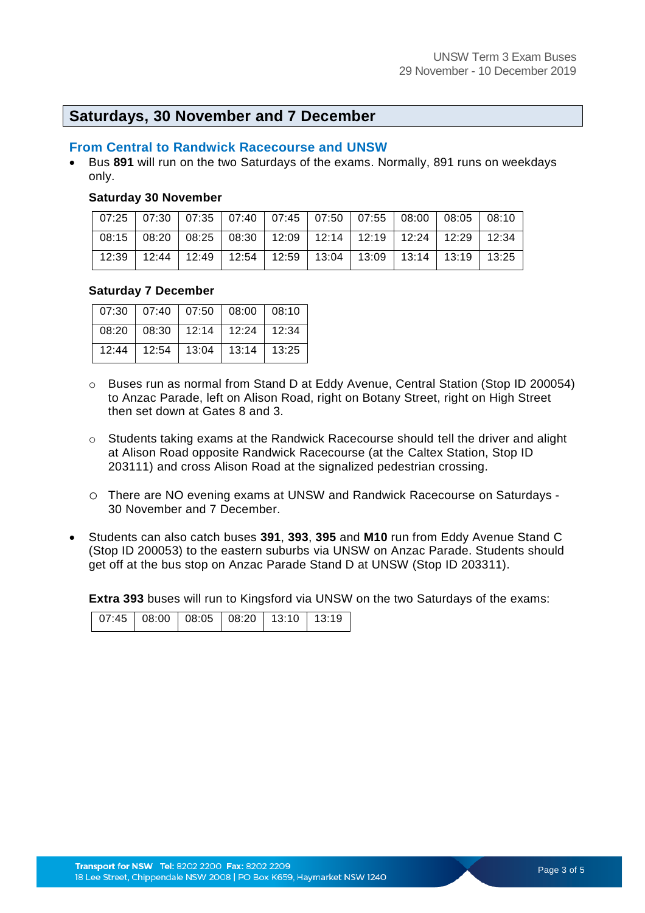## Saturdays, 30 November and 7 December

### From Central to Randwick Racecourse and UNSW

- Bus **891** will run on the two Saturdays of the exams. Normally, 891 runs on weekdays only.

  **Saturday 30 November**

  | | | | | | | | | | |
  |---|---|---|---|---|---|---|---|---|---|
  | 07:25 | 07:30 | 07:35 | 07:40 | 07:45 | 07:50 | 07:55 | 08:00 | 08:05 | 08:10 |
  | 08:15 | 08:20 | 08:25 | 08:30 | 12:09 | 12:14 | 12:19 | 12:24 | 12:29 | 12:34 |
  | 12:39 | 12:44 | 12:49 | 12:54 | 12:59 | 13:04 | 13:09 | 13:14 | 13:19 | 13:25 |

  **Saturday 7 December**

  | | | | | |
  |---|---|---|---|---|
  | 07:30 | 07:40 | 07:50 | 08:00 | 08:10 |
  | 08:20 | 08:30 | 12:14 | 12:24 | 12:34 |
  | 12:44 | 12:54 | 13:04 | 13:14 | 13:25 |

  - Buses run as normal from Stand D at Eddy Avenue, Central Station (Stop ID 200054) to Anzac Parade, left on Alison Road, right on Botany Street, right on High Street then set down at Gates 8 and 3.
  - Students taking exams at the Randwick Racecourse should tell the driver and alight at Alison Road opposite Randwick Racecourse (at the Caltex Station, Stop ID 203111) and cross Alison Road at the signalized pedestrian crossing.
  - There are NO evening exams at UNSW and Randwick Racecourse on Saturdays - 30 November and 7 December.

- Students can also catch buses **391**, **393**, **395** and **M10** run from Eddy Avenue Stand C (Stop ID 200053) to the eastern suburbs via UNSW on Anzac Parade. Students should get off at the bus stop on Anzac Parade Stand D at UNSW (Stop ID 203311).

  **Extra 393** buses will run to Kingsford via UNSW on the two Saturdays of the exams:

  | | | | | | |
  |---|---|---|---|---|---|
  | 07:45 | 08:00 | 08:05 | 08:20 | 13:10 | 13:19 |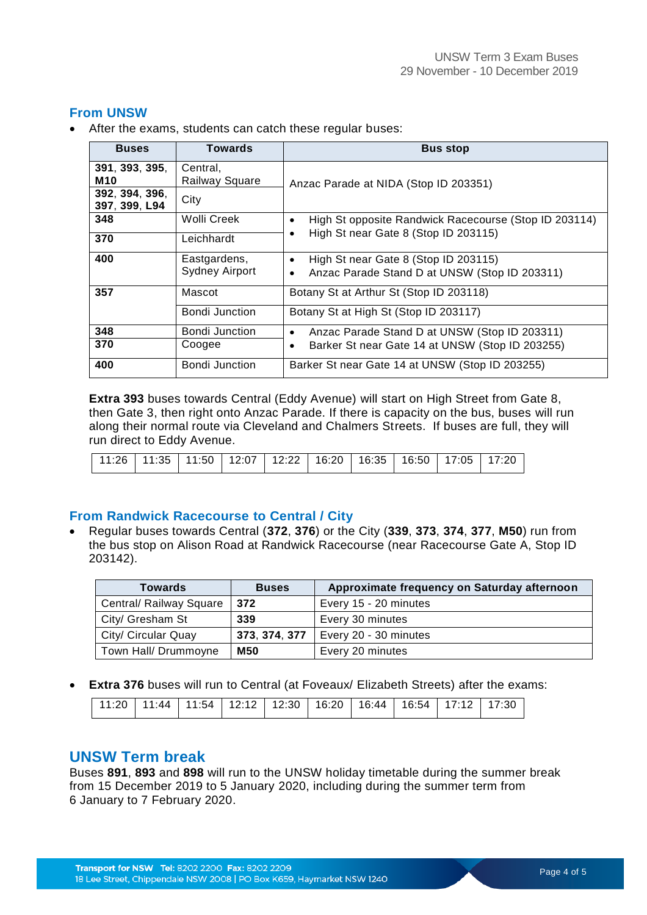## From UNSW

- After the exams, students can catch these regular buses:

| Buses | Towards | Bus stop |
|---|---|---|
| **391**, **393**, **395**, **M10** | Central, Railway Square | Anzac Parade at NIDA (Stop ID 203351) |
| **392**, **394**, **396**, **397**, **399**, **L94** | City | |
| **348** | Wolli Creek | • High St opposite Randwick Racecourse (Stop ID 203114)<br>• High St near Gate 8 (Stop ID 203115) |
| **370** | Leichhardt | |
| **400** | Eastgardens, Sydney Airport | • High St near Gate 8 (Stop ID 203115)<br>• Anzac Parade Stand D at UNSW (Stop ID 203311) |
| **357** | Mascot | Botany St at Arthur St (Stop ID 203118) |
| | Bondi Junction | Botany St at High St (Stop ID 203117) |
| **348** | Bondi Junction | • Anzac Parade Stand D at UNSW (Stop ID 203311)<br>• Barker St near Gate 14 at UNSW (Stop ID 203255) |
| **370** | Coogee | |
| **400** | Bondi Junction | Barker St near Gate 14 at UNSW (Stop ID 203255) |

**Extra 393** buses towards Central (Eddy Avenue) will start on High Street from Gate 8, then Gate 3, then right onto Anzac Parade. If there is capacity on the bus, buses will run along their normal route via Cleveland and Chalmers Streets. If buses are full, they will run direct to Eddy Avenue.

| 11:26 | 11:35 | 11:50 | 12:07 | 12:22 | 16:20 | 16:35 | 16:50 | 17:05 | 17:20 |
|---|---|---|---|---|---|---|---|---|---|

## From Randwick Racecourse to Central / City

- Regular buses towards Central (**372**, **376**) or the City (**339**, **373**, **374**, **377**, **M50**) run from the bus stop on Alison Road at Randwick Racecourse (near Racecourse Gate A, Stop ID 203142).

| Towards | Buses | Approximate frequency on Saturday afternoon |
|---|---|---|
| Central/ Railway Square | **372** | Every 15 - 20 minutes |
| City/ Gresham St | **339** | Every 30 minutes |
| City/ Circular Quay | **373**, **374**, **377** | Every 20 - 30 minutes |
| Town Hall/ Drummoyne | **M50** | Every 20 minutes |

- **Extra 376** buses will run to Central (at Foveaux/ Elizabeth Streets) after the exams:

| 11:20 | 11:44 | 11:54 | 12:12 | 12:30 | 16:20 | 16:44 | 16:54 | 17:12 | 17:30 |
|---|---|---|---|---|---|---|---|---|---|

## UNSW Term break

Buses **891**, **893** and **898** will run to the UNSW holiday timetable during the summer break from 15 December 2019 to 5 January 2020, including during the summer term from 6 January to 7 February 2020.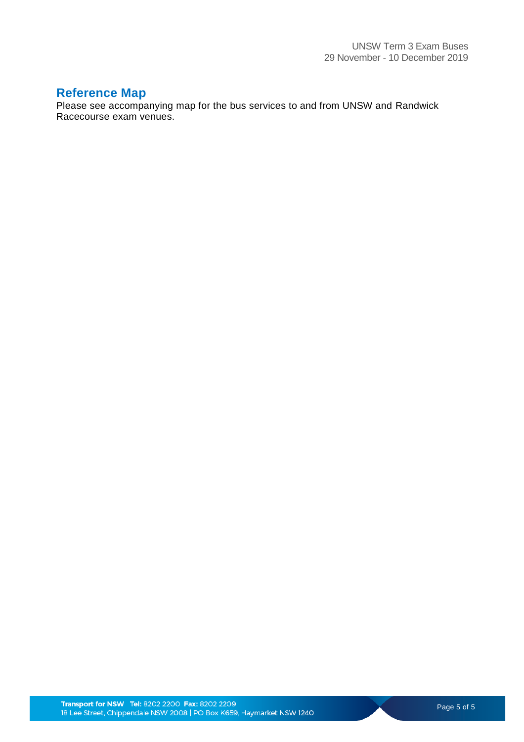## Reference Map

Please see accompanying map for the bus services to and from UNSW and Randwick Racecourse exam venues.